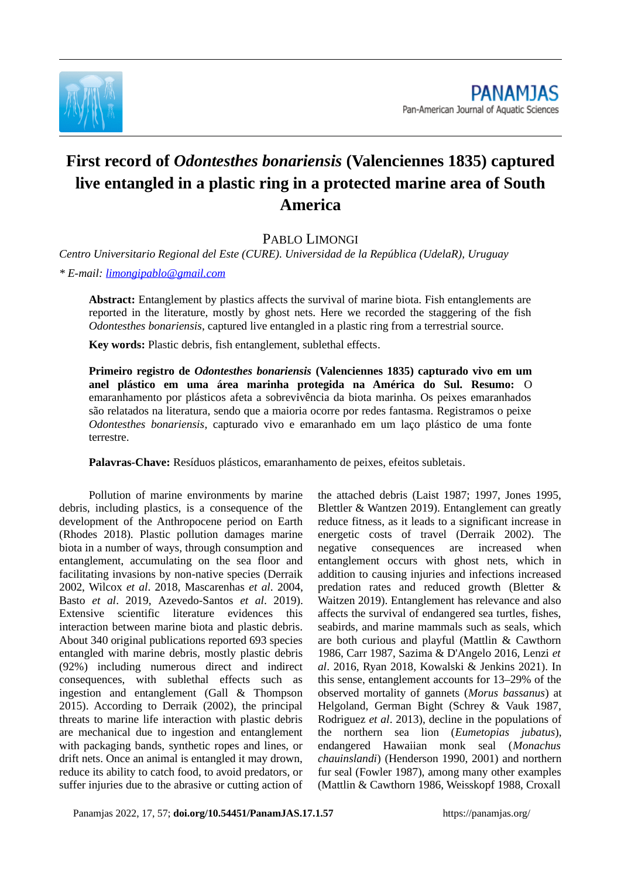# First record of *Odontesthes bonariensis* (Valenciennes 1835) captured live entangled in a plastic ring in a protected marine area of South America

PABLO LIMONGI

*Centro Universitario Regional del Este (CURE). Universidad de la República (UdelaR), Uruguay*

*\* E-mail: limongipablo@gmail.com*

**Abstract:** Entanglement by plastics affects the survival of marine biota. Fish entanglements are reported in the literature, mostly by ghost nets. Here we recorded the staggering of the fish *Odontesthes bonariensis*, captured live entangled in a plastic ring from a terrestrial source.

**Key words:** Plastic debris, fish entanglement, sublethal effects.

**Primeiro registro de *Odontesthes bonariensis* (Valenciennes 1835) capturado vivo em um anel plástico em uma área marinha protegida na América do Sul. Resumo:** O emaranhamento por plásticos afeta a sobrevivência da biota marinha. Os peixes emaranhados são relatados na literatura, sendo que a maioria ocorre por redes fantasma. Registramos o peixe *Odontesthes bonariensis*, capturado vivo e emaranhado em um laço plástico de uma fonte terrestre.

**Palavras-Chave:** Resíduos plásticos, emaranhamento de peixes, efeitos subletais.

Pollution of marine environments by marine debris, including plastics, is a consequence of the development of the Anthropocene period on Earth (Rhodes 2018). Plastic pollution damages marine biota in a number of ways, through consumption and entanglement, accumulating on the sea floor and facilitating invasions by non-native species (Derraik 2002, Wilcox *et al*. 2018, Mascarenhas *et al*. 2004, Basto *et al*. 2019, Azevedo-Santos *et al*. 2019). Extensive scientific literature evidences this interaction between marine biota and plastic debris. About 340 original publications reported 693 species entangled with marine debris, mostly plastic debris (92%) including numerous direct and indirect consequences, with sublethal effects such as ingestion and entanglement (Gall & Thompson 2015). According to Derraik (2002), the principal threats to marine life interaction with plastic debris are mechanical due to ingestion and entanglement with packaging bands, synthetic ropes and lines, or drift nets. Once an animal is entangled it may drown, reduce its ability to catch food, to avoid predators, or suffer injuries due to the abrasive or cutting action of the attached debris (Laist 1987; 1997, Jones 1995, Blettler & Wantzen 2019). Entanglement can greatly reduce fitness, as it leads to a significant increase in energetic costs of travel (Derraik 2002). The negative consequences are increased when entanglement occurs with ghost nets, which in addition to causing injuries and infections increased predation rates and reduced growth (Bletter & Waitzen 2019). Entanglement has relevance and also affects the survival of endangered sea turtles, fishes, seabirds, and marine mammals such as seals, which are both curious and playful (Mattlin & Cawthorn 1986, Carr 1987, Sazima & D'Angelo 2016, Lenzi *et al*. 2016, Ryan 2018, Kowalski & Jenkins 2021). In this sense, entanglement accounts for 13–29% of the observed mortality of gannets (*Morus bassanus*) at Helgoland, German Bight (Schrey & Vauk 1987, Rodriguez *et al*. 2013), decline in the populations of the northern sea lion (*Eumetopias jubatus*), endangered Hawaiian monk seal (*Monachus chauinslandi*) (Henderson 1990, 2001) and northern fur seal (Fowler 1987), among many other examples (Mattlin & Cawthorn 1986, Weisskopf 1988, Croxall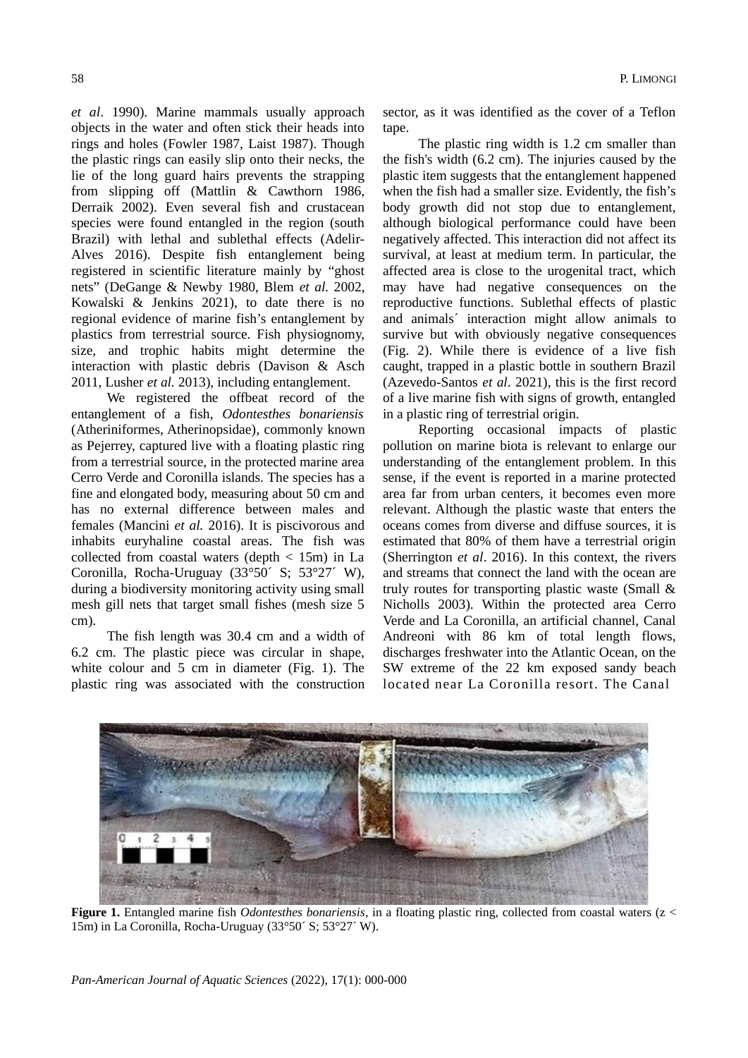*et al*. 1990). Marine mammals usually approach objects in the water and often stick their heads into rings and holes (Fowler 1987, Laist 1987). Though the plastic rings can easily slip onto their necks, the lie of the long guard hairs prevents the strapping from slipping off (Mattlin & Cawthorn 1986, Derraik 2002). Even several fish and crustacean species were found entangled in the region (south Brazil) with lethal and sublethal effects (Adelir-Alves 2016). Despite fish entanglement being registered in scientific literature mainly by "ghost nets" (DeGange & Newby 1980, Blem *et al.* 2002, Kowalski & Jenkins 2021), to date there is no regional evidence of marine fish's entanglement by plastics from terrestrial source. Fish physiognomy, size, and trophic habits might determine the interaction with plastic debris (Davison & Asch 2011, Lusher *et al.* 2013), including entanglement.

We registered the offbeat record of the entanglement of a fish, *Odontesthes bonariensis* (Atheriniformes, Atherinopsidae), commonly known as Pejerrey, captured live with a floating plastic ring from a terrestrial source, in the protected marine area Cerro Verde and Coronilla islands. The species has a fine and elongated body, measuring about 50 cm and has no external difference between males and females (Mancini *et al.* 2016). It is piscivorous and inhabits euryhaline coastal areas. The fish was collected from coastal waters (depth < 15m) in La Coronilla, Rocha-Uruguay (33°50´ S; 53°27´ W), during a biodiversity monitoring activity using small mesh gill nets that target small fishes (mesh size 5 cm).

The fish length was 30.4 cm and a width of 6.2 cm. The plastic piece was circular in shape, white colour and 5 cm in diameter (Fig. 1). The plastic ring was associated with the construction sector, as it was identified as the cover of a Teflon tape.

The plastic ring width is 1.2 cm smaller than the fish's width (6.2 cm). The injuries caused by the plastic item suggests that the entanglement happened when the fish had a smaller size. Evidently, the fish's body growth did not stop due to entanglement, although biological performance could have been negatively affected. This interaction did not affect its survival, at least at medium term. In particular, the affected area is close to the urogenital tract, which may have had negative consequences on the reproductive functions. Sublethal effects of plastic and animals´ interaction might allow animals to survive but with obviously negative consequences (Fig. 2). While there is evidence of a live fish caught, trapped in a plastic bottle in southern Brazil (Azevedo-Santos *et al*. 2021), this is the first record of a live marine fish with signs of growth, entangled in a plastic ring of terrestrial origin.

Reporting occasional impacts of plastic pollution on marine biota is relevant to enlarge our understanding of the entanglement problem. In this sense, if the event is reported in a marine protected area far from urban centers, it becomes even more relevant. Although the plastic waste that enters the oceans comes from diverse and diffuse sources, it is estimated that 80% of them have a terrestrial origin (Sherrington *et al*. 2016). In this context, the rivers and streams that connect the land with the ocean are truly routes for transporting plastic waste (Small & Nicholls 2003). Within the protected area Cerro Verde and La Coronilla, an artificial channel, Canal Andreoni with 86 km of total length flows, discharges freshwater into the Atlantic Ocean, on the SW extreme of the 22 km exposed sandy beach located near La Coronilla resort. The Canal

**Figure 1.** Entangled marine fish *Odontesthes bonariensis*, in a floating plastic ring, collected from coastal waters (z < 15m) in La Coronilla, Rocha-Uruguay (33°50´ S; 53°27´ W).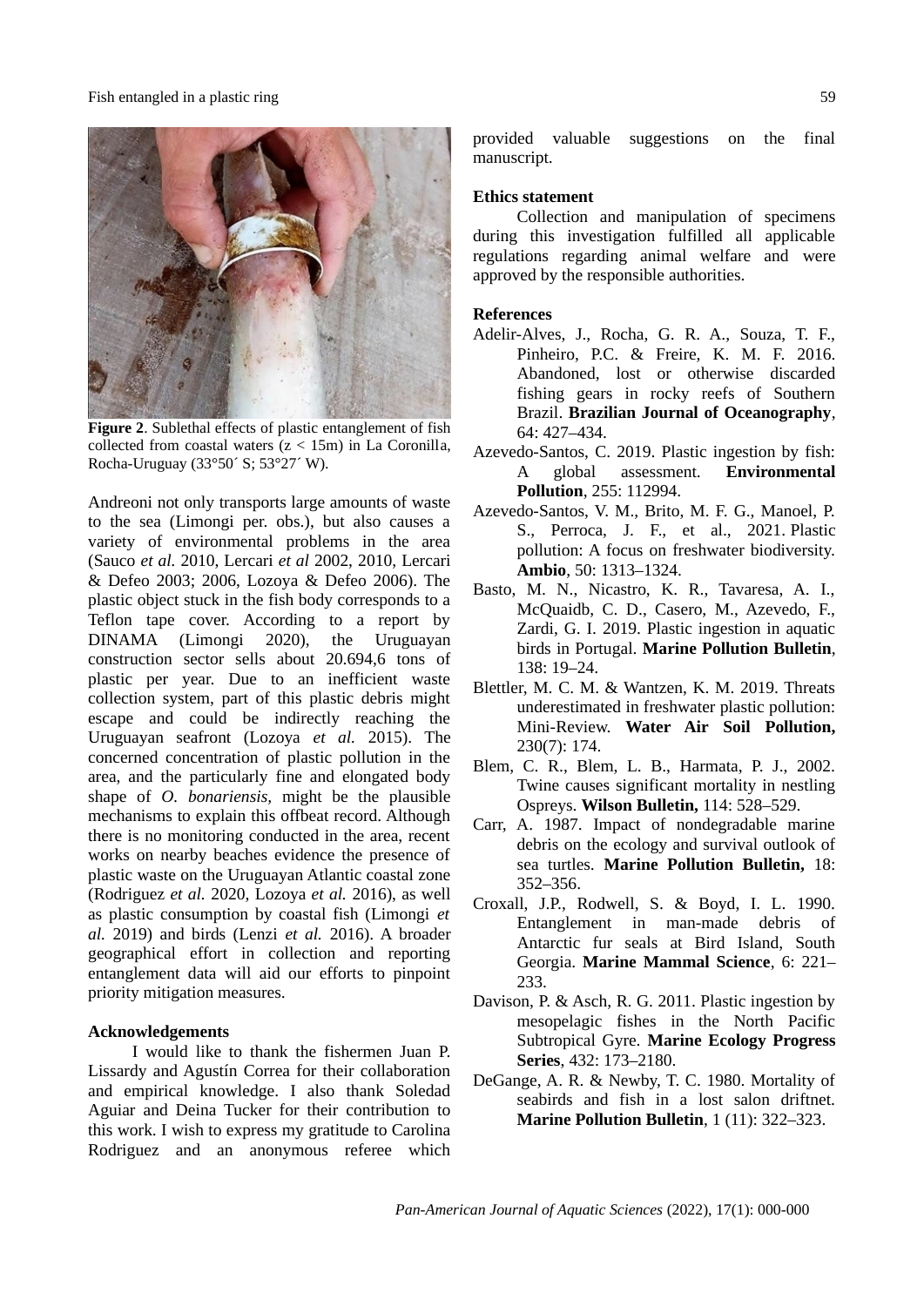**Figure 2**. Sublethal effects of plastic entanglement of fish collected from coastal waters (z < 15m) in La Coronilla, Rocha-Uruguay (33°50´ S; 53°27´ W).

Andreoni not only transports large amounts of waste to the sea (Limongi per. obs.), but also causes a variety of environmental problems in the area (Sauco *et al.* 2010, Lercari *et al* 2002, 2010, Lercari & Defeo 2003; 2006, Lozoya & Defeo 2006). The plastic object stuck in the fish body corresponds to a Teflon tape cover. According to a report by DINAMA (Limongi 2020), the Uruguayan construction sector sells about 20.694,6 tons of plastic per year. Due to an inefficient waste collection system, part of this plastic debris might escape and could be indirectly reaching the Uruguayan seafront (Lozoya *et al.* 2015). The concerned concentration of plastic pollution in the area, and the particularly fine and elongated body shape of *O. bonariensis*, might be the plausible mechanisms to explain this offbeat record. Although there is no monitoring conducted in the area, recent works on nearby beaches evidence the presence of plastic waste on the Uruguayan Atlantic coastal zone (Rodriguez *et al.* 2020, Lozoya *et al.* 2016), as well as plastic consumption by coastal fish (Limongi *et al.* 2019) and birds (Lenzi *et al.* 2016). A broader geographical effort in collection and reporting entanglement data will aid our efforts to pinpoint priority mitigation measures.

## Acknowledgements

I would like to thank the fishermen Juan P. Lissardy and Agustín Correa for their collaboration and empirical knowledge. I also thank Soledad Aguiar and Deina Tucker for their contribution to this work. I wish to express my gratitude to Carolina Rodriguez and an anonymous referee which provided valuable suggestions on the final manuscript.

## Ethics statement

Collection and manipulation of specimens during this investigation fulfilled all applicable regulations regarding animal welfare and were approved by the responsible authorities.

## References

Adelir-Alves, J., Rocha, G. R. A., Souza, T. F., Pinheiro, P.C. & Freire, K. M. F. 2016. Abandoned, lost or otherwise discarded fishing gears in rocky reefs of Southern Brazil. **Brazilian Journal of Oceanography**, 64: 427–434.

Azevedo-Santos, C. 2019. Plastic ingestion by fish: A global assessment. **Environmental Pollution**, 255: 112994.

Azevedo-Santos, V. M., Brito, M. F. G., Manoel, P. S., Perroca, J. F., et al., 2021. Plastic pollution: A focus on freshwater biodiversity. **Ambio**, 50: 1313–1324.

Basto, M. N., Nicastro, K. R., Tavaresa, A. I., McQuaidb, C. D., Casero, M., Azevedo, F., Zardi, G. I. 2019. Plastic ingestion in aquatic birds in Portugal. **Marine Pollution Bulletin**, 138: 19–24.

Blettler, M. C. M. & Wantzen, K. M. 2019. Threats underestimated in freshwater plastic pollution: Mini-Review. **Water Air Soil Pollution,** 230(7): 174.

Blem, C. R., Blem, L. B., Harmata, P. J., 2002. Twine causes significant mortality in nestling Ospreys. **Wilson Bulletin,** 114: 528–529.

Carr, A. 1987. Impact of nondegradable marine debris on the ecology and survival outlook of sea turtles. **Marine Pollution Bulletin,** 18: 352–356.

Croxall, J.P., Rodwell, S. & Boyd, I. L. 1990. Entanglement in man-made debris of Antarctic fur seals at Bird Island, South Georgia. **Marine Mammal Science**, 6: 221–233.

Davison, P. & Asch, R. G. 2011. Plastic ingestion by mesopelagic fishes in the North Pacific Subtropical Gyre. **Marine Ecology Progress Series**, 432: 173–2180.

DeGange, A. R. & Newby, T. C. 1980. Mortality of seabirds and fish in a lost salon driftnet. **Marine Pollution Bulletin**, 1 (11): 322–323.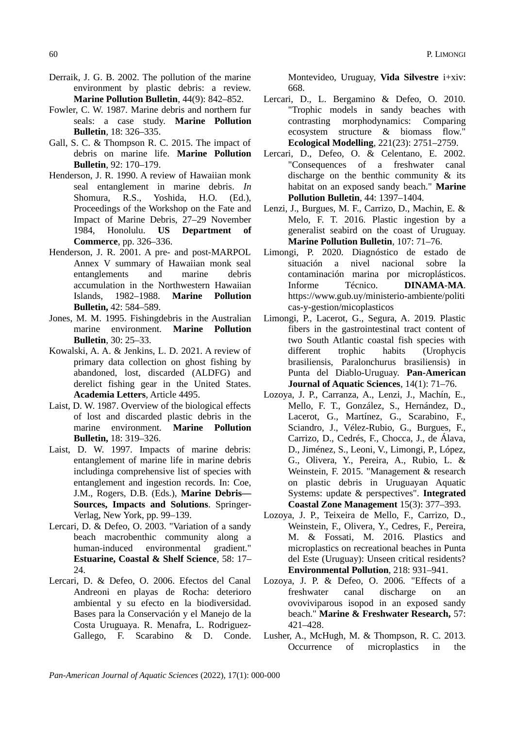Derraik, J. G. B. 2002. The pollution of the marine environment by plastic debris: a review. **Marine Pollution Bulletin**, 44(9): 842–852.

Fowler, C. W. 1987. Marine debris and northern fur seals: a case study. **Marine Pollution Bulletin**, 18: 326–335.

Gall, S. C. & Thompson R. C. 2015. The impact of debris on marine life. **Marine Pollution Bulletin**, 92: 170–179.

Henderson, J. R. 1990. A review of Hawaiian monk seal entanglement in marine debris. *In* Shomura, R.S., Yoshida, H.O. (Ed.), Proceedings of the Workshop on the Fate and Impact of Marine Debris, 27–29 November 1984, Honolulu. **US Department of Commerce**, pp. 326–336.

Henderson, J. R. 2001. A pre- and post-MARPOL Annex V summary of Hawaiian monk seal entanglements and marine debris accumulation in the Northwestern Hawaiian Islands, 1982–1988. **Marine Pollution Bulletin,** 42: 584–589.

Jones, M. M. 1995. Fishingdebris in the Australian marine environment. **Marine Pollution Bulletin**, 30: 25–33.

Kowalski, A. A. & Jenkins, L. D. 2021. A review of primary data collection on ghost fishing by abandoned, lost, discarded (ALDFG) and derelict fishing gear in the United States. **Academia Letters**, Article 4495.

Laist, D. W. 1987. Overview of the biological effects of lost and discarded plastic debris in the marine environment. **Marine Pollution Bulletin,** 18: 319–326.

Laist, D. W. 1997. Impacts of marine debris: entanglement of marine life in marine debris includinga comprehensive list of species with entanglement and ingestion records. In: Coe, J.M., Rogers, D.B. (Eds.), **Marine Debris—Sources, Impacts and Solutions**. Springer-Verlag, New York, pp. 99–139.

Lercari, D. & Defeo, O. 2003. "Variation of a sandy beach macrobenthic community along a human-induced environmental gradient." **Estuarine, Coastal & Shelf Science**, 58: 17–24.

Lercari, D. & Defeo, O. 2006. Efectos del Canal Andreoni en playas de Rocha: deterioro ambiental y su efecto en la biodiversidad. Bases para la Conservación y el Manejo de la Costa Uruguaya. R. Menafra, L. Rodriguez-Gallego, F. Scarabino & D. Conde. Montevideo, Uruguay, **Vida Silvestre** i+xiv: 668.

Lercari, D., L. Bergamino & Defeo, O. 2010. "Trophic models in sandy beaches with contrasting morphodynamics: Comparing ecosystem structure & biomass flow." **Ecological Modelling**, 221(23): 2751–2759.

Lercari, D., Defeo, O. & Celentano, E. 2002. "Consequences of a freshwater canal discharge on the benthic community & its habitat on an exposed sandy beach." **Marine Pollution Bulletin**, 44: 1397–1404.

Lenzi, J., Burgues, M. F., Carrizo, D., Machin, E. & Melo, F. T. 2016. Plastic ingestion by a generalist seabird on the coast of Uruguay. **Marine Pollution Bulletin**, 107: 71–76.

Limongi, P. 2020. Diagnóstico de estado de situación a nivel nacional sobre la contaminación marina por microplásticos. Informe Técnico. **DINAMA-MA**. https://www.gub.uy/ministerio-ambiente/politicas-y-gestion/micoplasticos

Limongi, P., Lacerot, G., Segura, A. 2019. Plastic fibers in the gastrointestinal tract content of two South Atlantic coastal fish species with different trophic habits (Urophycis brasiliensis, Paralonchurus brasiliensis) in Punta del Diablo-Uruguay. **Pan-American Journal of Aquatic Sciences**, 14(1): 71–76.

Lozoya, J. P., Carranza, A., Lenzi, J., Machín, E., Mello, F. T., González, S., Hernández, D., Lacerot, G., Martínez, G., Scarabino, F., Sciandro, J., Vélez-Rubio, G., Burgues, F., Carrizo, D., Cedrés, F., Chocca, J., de Álava, D., Jiménez, S., Leoni, V., Limongi, P., López, G., Olivera, Y., Pereira, A., Rubio, L. & Weinstein, F. 2015. "Management & research on plastic debris in Uruguayan Aquatic Systems: update & perspectives". **Integrated Coastal Zone Management** 15(3): 377–393.

Lozoya, J. P., Teixeira de Mello, F., Carrizo, D., Weinstein, F., Olivera, Y., Cedres, F., Pereira, M. & Fossati, M. 2016. Plastics and microplastics on recreational beaches in Punta del Este (Uruguay): Unseen critical residents? **Environmental Pollution**, 218: 931–941.

Lozoya, J. P. & Defeo, O. 2006. "Effects of a freshwater canal discharge on an ovoviviparous isopod in an exposed sandy beach." **Marine & Freshwater Research,** 57: 421–428.

Lusher, A., McHugh, M. & Thompson, R. C. 2013. Occurrence of microplastics in the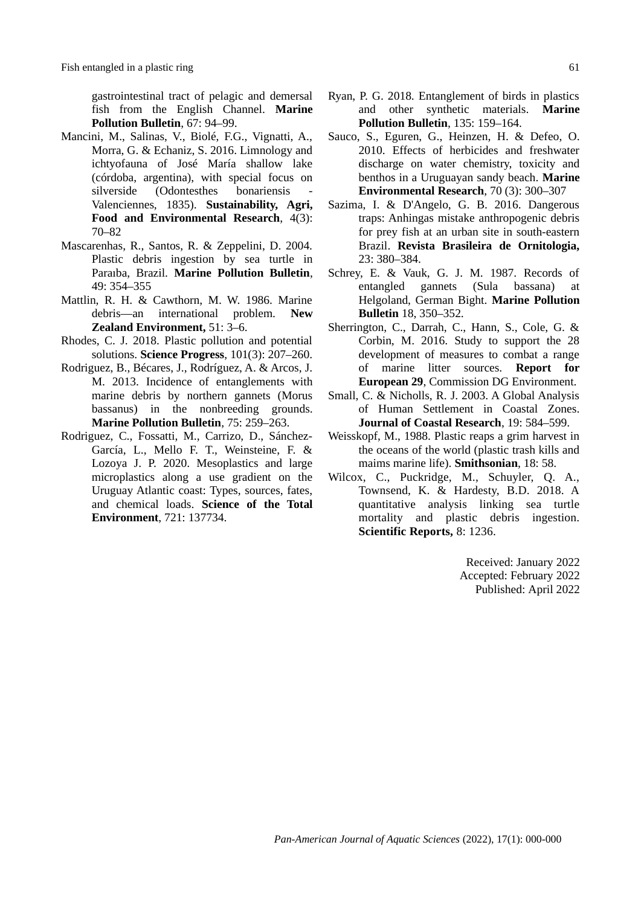gastrointestinal tract of pelagic and demersal fish from the English Channel. **Marine Pollution Bulletin**, 67: 94–99.

Mancini, M., Salinas, V., Biolé, F.G., Vignatti, A., Morra, G. & Echaniz, S. 2016. Limnology and ichtyofauna of José María shallow lake (córdoba, argentina), with special focus on silverside (Odontesthes bonariensis - Valenciennes, 1835). **Sustainability, Agri, Food and Environmental Research**, 4(3): 70–82

Mascarenhas, R., Santos, R. & Zeppelini, D. 2004. Plastic debris ingestion by sea turtle in Paraıba, Brazil. **Marine Pollution Bulletin**, 49: 354–355

Mattlin, R. H. & Cawthorn, M. W. 1986. Marine debris—an international problem. **New Zealand Environment,** 51: 3–6.

Rhodes, C. J. 2018. Plastic pollution and potential solutions. **Science Progress**, 101(3): 207–260.

Rodriguez, B., Bécares, J., Rodríguez, A. & Arcos, J. M. 2013. Incidence of entanglements with marine debris by northern gannets (Morus bassanus) in the nonbreeding grounds. **Marine Pollution Bulletin**, 75: 259–263.

Rodriguez, C., Fossatti, M., Carrizo, D., Sánchez-García, L., Mello F. T., Weinsteine, F. & Lozoya J. P. 2020. Mesoplastics and large microplastics along a use gradient on the Uruguay Atlantic coast: Types, sources, fates, and chemical loads. **Science of the Total Environment**, 721: 137734.

Ryan, P. G. 2018. Entanglement of birds in plastics and other synthetic materials. **Marine Pollution Bulletin**, 135: 159–164.

Sauco, S., Eguren, G., Heinzen, H. & Defeo, O. 2010. Effects of herbicides and freshwater discharge on water chemistry, toxicity and benthos in a Uruguayan sandy beach. **Marine Environmental Research**, 70 (3): 300–307

Sazima, I. & D'Angelo, G. B. 2016. Dangerous traps: Anhingas mistake anthropogenic debris for prey fish at an urban site in south-eastern Brazil. **Revista Brasileira de Ornitologia,** 23: 380–384.

Schrey, E. & Vauk, G. J. M. 1987. Records of entangled gannets (Sula bassana) at Helgoland, German Bight. **Marine Pollution Bulletin** 18, 350–352.

Sherrington, C., Darrah, C., Hann, S., Cole, G. & Corbin, M. 2016. Study to support the 28 development of measures to combat a range of marine litter sources. **Report for European 29**, Commission DG Environment.

Small, C. & Nicholls, R. J. 2003. A Global Analysis of Human Settlement in Coastal Zones. **Journal of Coastal Research**, 19: 584–599.

Weisskopf, M., 1988. Plastic reaps a grim harvest in the oceans of the world (plastic trash kills and maims marine life). **Smithsonian**, 18: 58.

Wilcox, C., Puckridge, M., Schuyler, Q. A., Townsend, K. & Hardesty, B.D. 2018. A quantitative analysis linking sea turtle mortality and plastic debris ingestion. **Scientific Reports,** 8: 1236.

Received: January 2022
Accepted: February 2022
Published: April 2022